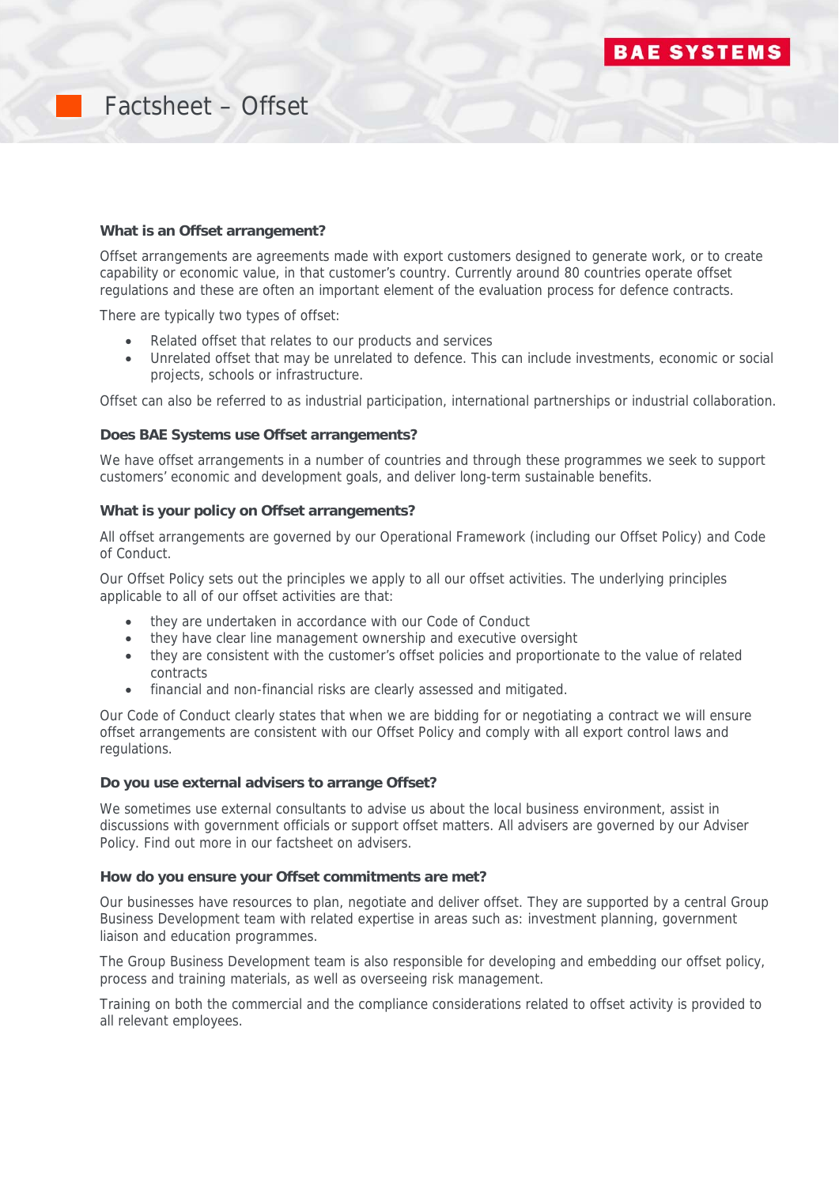# Factsheet – Offset

### What is an Offset arrangement?

Offset arrangements are agreements made with export customers designed to generate work, or to create capability or economic value, in that customer's country. Currently around 80 countries operate offset regulations and these are often an important element of the evaluation process for defence contracts.

There are typically two types of offset:

- Related offset that relates to our products and services
- Unrelated offset that may be unrelated to defence. This can include investments, economic or social projects, schools or infrastructure.

Offset can also be referred to as industrial participation, international partnerships or industrial collaboration.

### Does BAE Systems use Offset arrangements?

We have offset arrangements in a number of countries and through these programmes we seek to support customers' economic and development goals, and deliver long-term sustainable benefits.

### What is your policy on Offset arrangements?

All offset arrangements are governed by our Operational Framework (including our Offset Policy) and Code of Conduct.

Our Offset Policy sets out the principles we apply to all our offset activities. The underlying principles applicable to all of our offset activities are that:

- they are undertaken in accordance with our Code of Conduct
- they have clear line management ownership and executive oversight
- they are consistent with the customer's offset policies and proportionate to the value of related contracts
- financial and non-financial risks are clearly assessed and mitigated.

Our Code of Conduct clearly states that when we are bidding for or negotiating a contract we will ensure offset arrangements are consistent with our Offset Policy and comply with all export control laws and regulations.

### Do you use external advisers to arrange Offset?

We sometimes use external consultants to advise us about the local business environment, assist in discussions with government officials or support offset matters. All advisers are governed by our Adviser Policy. Find out more in our factsheet on advisers.

### How do you ensure your Offset commitments are met?

Our businesses have resources to plan, negotiate and deliver offset. They are supported by a central Group Business Development team with related expertise in areas such as: investment planning, government liaison and education programmes.

The Group Business Development team is also responsible for developing and embedding our offset policy, process and training materials, as well as overseeing risk management.

Training on both the commercial and the compliance considerations related to offset activity is provided to all relevant employees.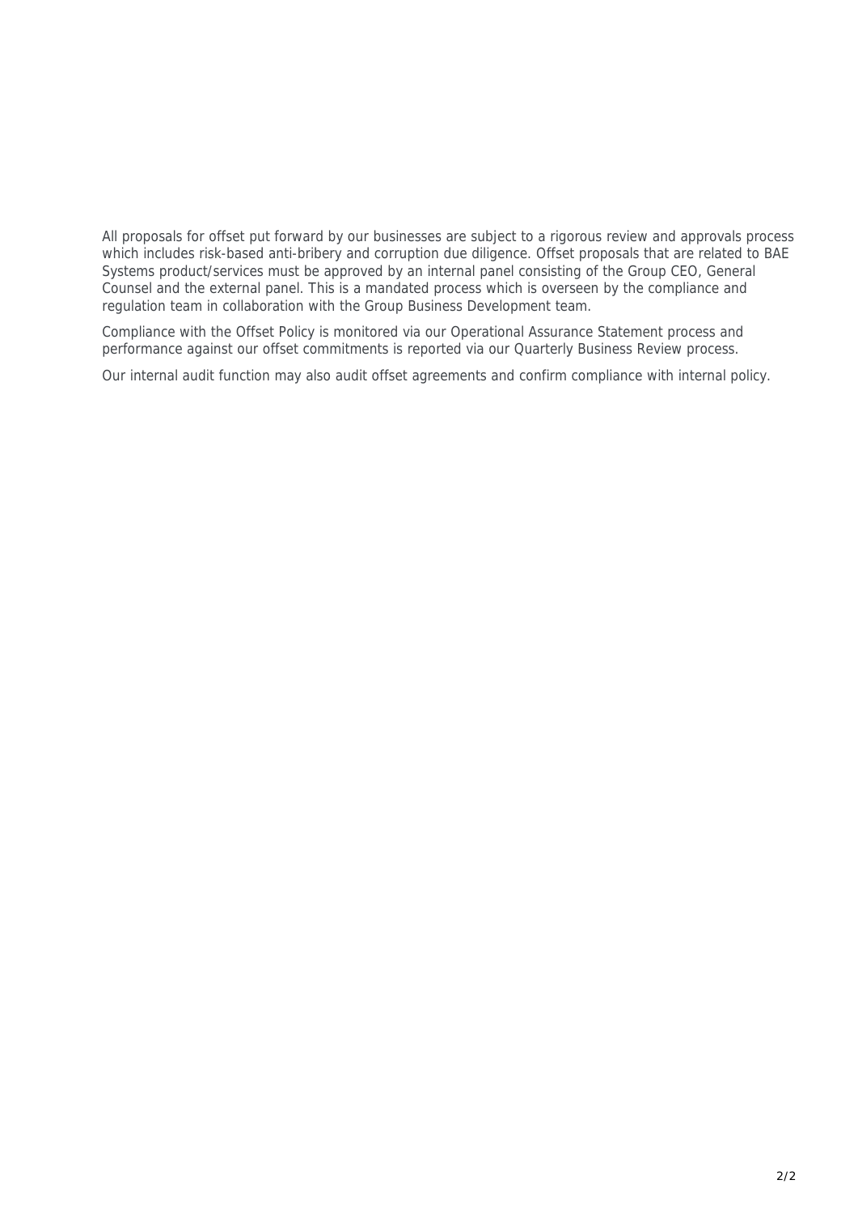All proposals for offset put forward by our businesses are subject to a rigorous review and approvals process which includes risk-based anti-bribery and corruption due diligence. Offset proposals that are related to BAE Systems product/services must be approved by an internal panel consisting of the Group CEO, General Counsel and the external panel. This is a mandated process which is overseen by the compliance and regulation team in collaboration with the Group Business Development team.

Compliance with the Offset Policy is monitored via our Operational Assurance Statement process and performance against our offset commitments is reported via our Quarterly Business Review process.

Our internal audit function may also audit offset agreements and confirm compliance with internal policy.